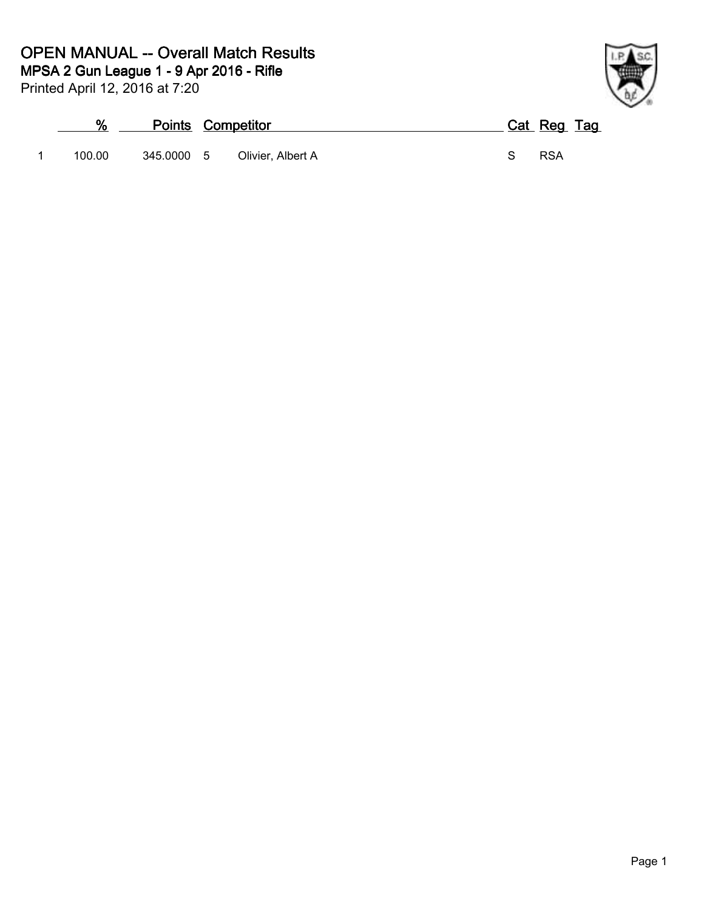# OPEN MANUAL -- Overall Match Results

## MPSA 2 Gun League 1 - 9 Apr 2016 - Rifle

Printed April 12, 2016 at 7:20

| | % | Points | | Competitor | Cat | Reg | Tag |
|---|---|---|---|---|---|---|---|
| 1 | 100.00 | 345.0000 | 5 | Olivier, Albert A | S | RSA | |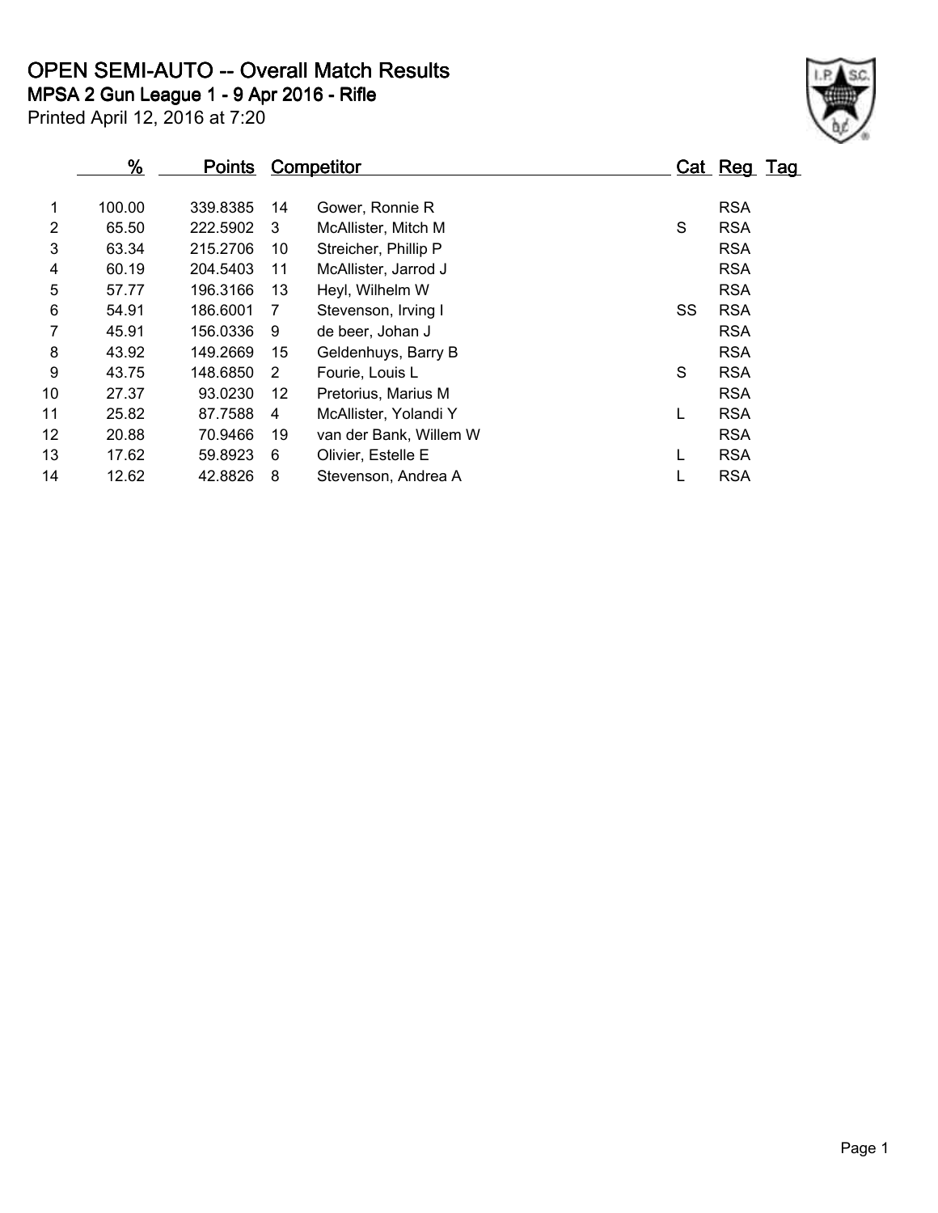# OPEN SEMI-AUTO -- Overall Match Results

## MPSA 2 Gun League 1 - 9 Apr 2016 - Rifle

Printed April 12, 2016 at 7:20

| | % | Points | Competitor | | Cat | Reg | Tag |
|---|---|---|---|---|---|---|---|
| 1 | 100.00 | 339.8385 | 14 | Gower, Ronnie R | | RSA | |
| 2 | 65.50 | 222.5902 | 3 | McAllister, Mitch M | S | RSA | |
| 3 | 63.34 | 215.2706 | 10 | Streicher, Phillip P | | RSA | |
| 4 | 60.19 | 204.5403 | 11 | McAllister, Jarrod J | | RSA | |
| 5 | 57.77 | 196.3166 | 13 | Heyl, Wilhelm W | | RSA | |
| 6 | 54.91 | 186.6001 | 7 | Stevenson, Irving I | SS | RSA | |
| 7 | 45.91 | 156.0336 | 9 | de beer, Johan J | | RSA | |
| 8 | 43.92 | 149.2669 | 15 | Geldenhuys, Barry B | | RSA | |
| 9 | 43.75 | 148.6850 | 2 | Fourie, Louis L | S | RSA | |
| 10 | 27.37 | 93.0230 | 12 | Pretorius, Marius M | | RSA | |
| 11 | 25.82 | 87.7588 | 4 | McAllister, Yolandi Y | L | RSA | |
| 12 | 20.88 | 70.9466 | 19 | van der Bank, Willem W | | RSA | |
| 13 | 17.62 | 59.8923 | 6 | Olivier, Estelle E | L | RSA | |
| 14 | 12.62 | 42.8826 | 8 | Stevenson, Andrea A | L | RSA | |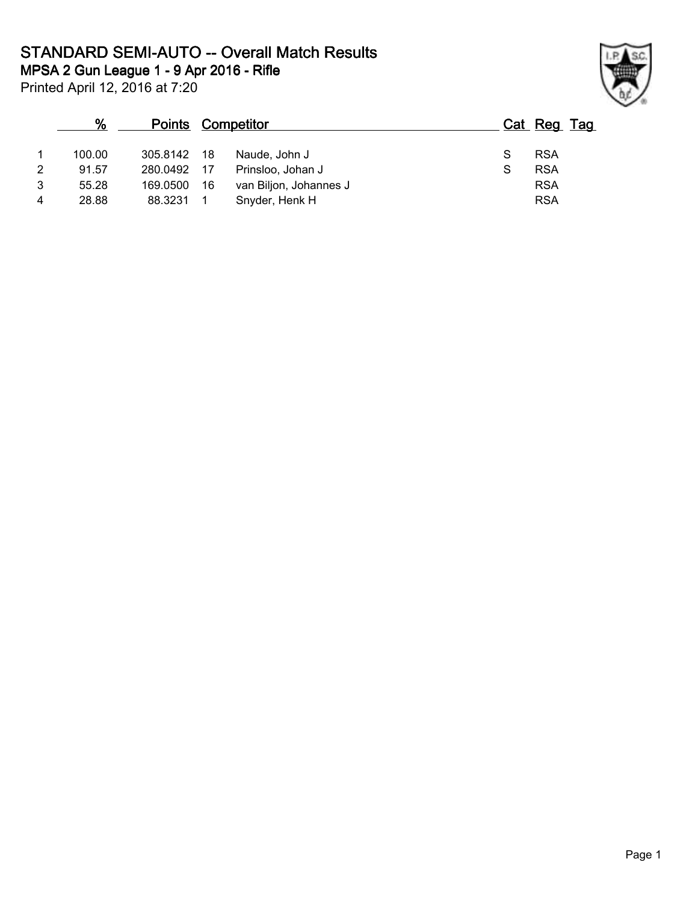# STANDARD SEMI-AUTO -- Overall Match Results

## MPSA 2 Gun League 1 - 9 Apr 2016 - Rifle

Printed April 12, 2016 at 7:20

| | % | Points | | Competitor | Cat | Reg | Tag |
|---|---|---|---|---|---|---|---|
| 1 | 100.00 | 305.8142 | 18 | Naude, John J | S | RSA | |
| 2 | 91.57 | 280.0492 | 17 | Prinsloo, Johan J | S | RSA | |
| 3 | 55.28 | 169.0500 | 16 | van Biljon, Johannes J | | RSA | |
| 4 | 28.88 | 88.3231 | 1 | Snyder, Henk H | | RSA | |